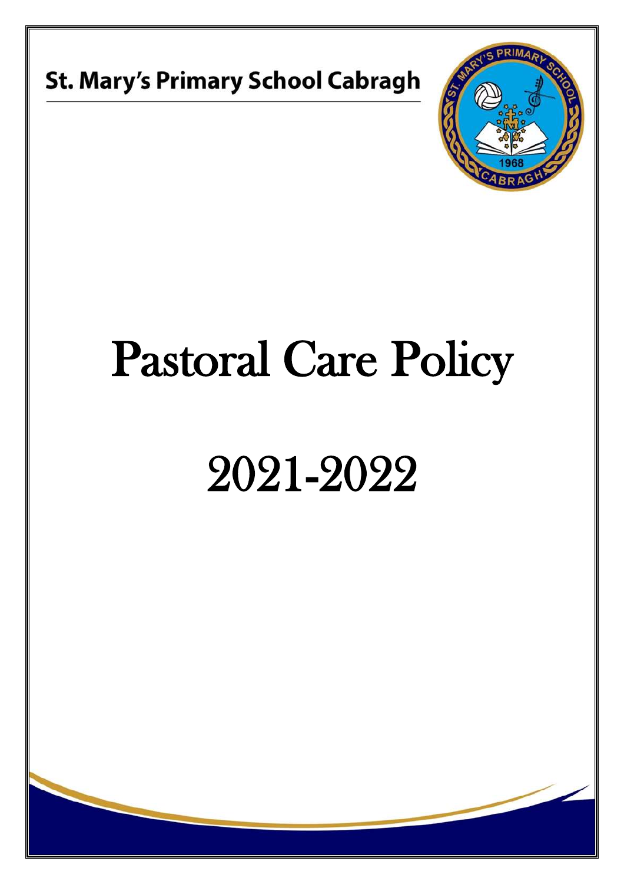St. Mary's Primary School Cabragh

# Pastoral Care Policy

# 2021-2022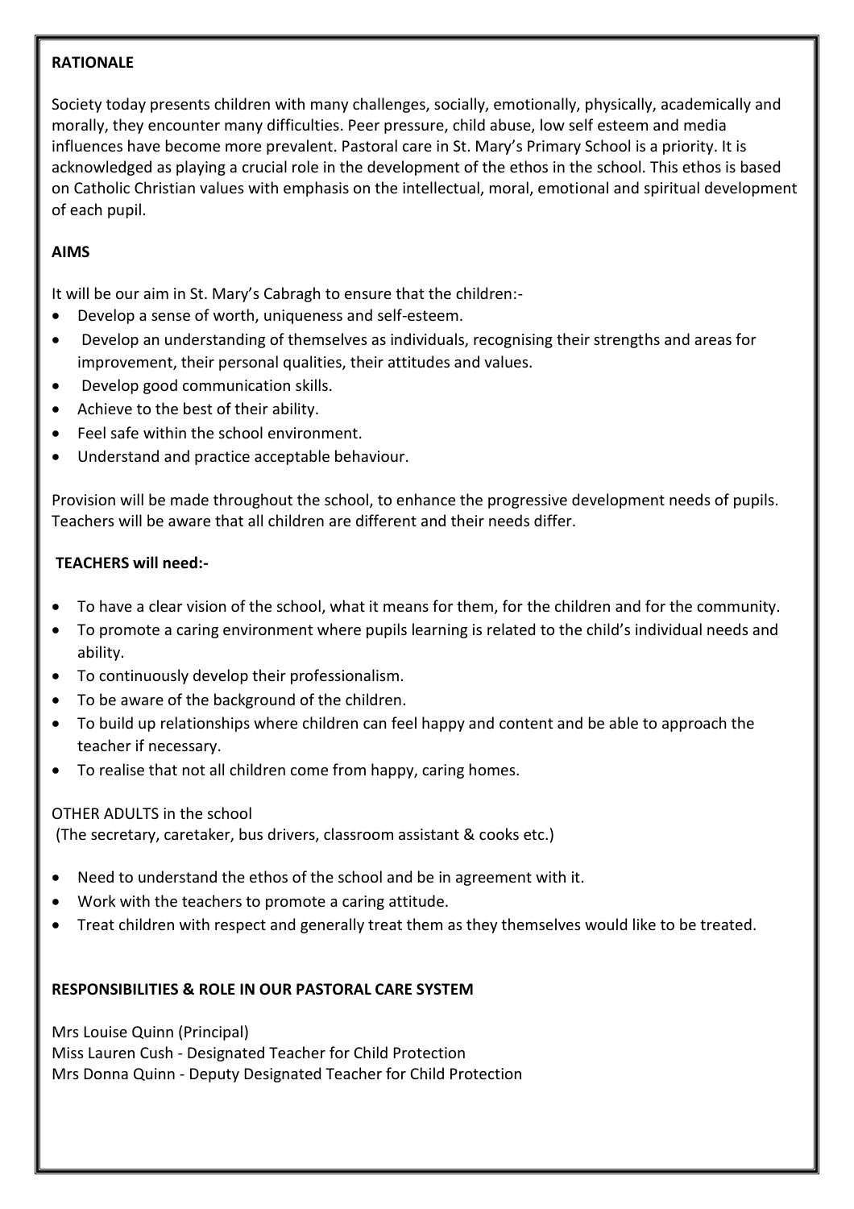## RATIONALE

Society today presents children with many challenges, socially, emotionally, physically, academically and morally, they encounter many difficulties. Peer pressure, child abuse, low self esteem and media influences have become more prevalent. Pastoral care in St. Mary's Primary School is a priority. It is acknowledged as playing a crucial role in the development of the ethos in the school. This ethos is based on Catholic Christian values with emphasis on the intellectual, moral, emotional and spiritual development of each pupil.

## AIMS

It will be our aim in St. Mary's Cabragh to ensure that the children:-

- Develop a sense of worth, uniqueness and self-esteem.
- Develop an understanding of themselves as individuals, recognising their strengths and areas for improvement, their personal qualities, their attitudes and values.
- Develop good communication skills.
- Achieve to the best of their ability.
- Feel safe within the school environment.
- Understand and practice acceptable behaviour.

Provision will be made throughout the school, to enhance the progressive development needs of pupils. Teachers will be aware that all children are different and their needs differ.

### TEACHERS will need:-

- To have a clear vision of the school, what it means for them, for the children and for the community.
- To promote a caring environment where pupils learning is related to the child's individual needs and ability.
- To continuously develop their professionalism.
- To be aware of the background of the children.
- To build up relationships where children can feel happy and content and be able to approach the teacher if necessary.
- To realise that not all children come from happy, caring homes.

OTHER ADULTS in the school
(The secretary, caretaker, bus drivers, classroom assistant & cooks etc.)

- Need to understand the ethos of the school and be in agreement with it.
- Work with the teachers to promote a caring attitude.
- Treat children with respect and generally treat them as they themselves would like to be treated.

## RESPONSIBILITIES & ROLE IN OUR PASTORAL CARE SYSTEM

Mrs Louise Quinn (Principal)
Miss Lauren Cush - Designated Teacher for Child Protection
Mrs Donna Quinn - Deputy Designated Teacher for Child Protection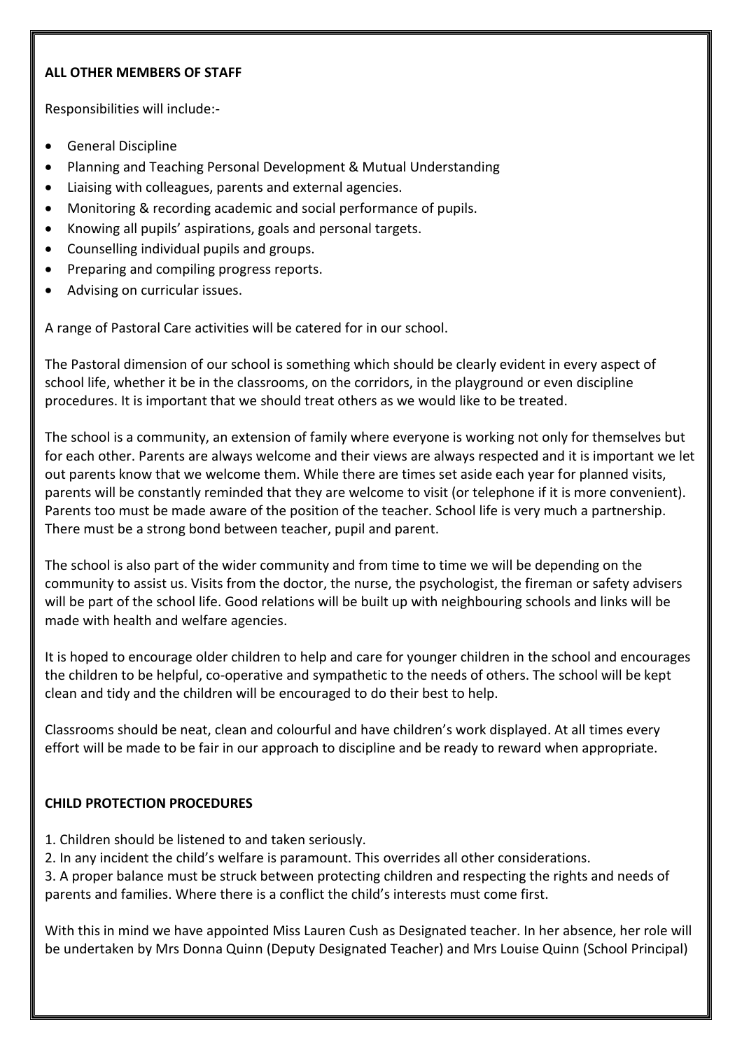**ALL OTHER MEMBERS OF STAFF**

Responsibilities will include:-

- General Discipline
- Planning and Teaching Personal Development & Mutual Understanding
- Liaising with colleagues, parents and external agencies.
- Monitoring & recording academic and social performance of pupils.
- Knowing all pupils' aspirations, goals and personal targets.
- Counselling individual pupils and groups.
- Preparing and compiling progress reports.
- Advising on curricular issues.

A range of Pastoral Care activities will be catered for in our school.

The Pastoral dimension of our school is something which should be clearly evident in every aspect of school life, whether it be in the classrooms, on the corridors, in the playground or even discipline procedures. It is important that we should treat others as we would like to be treated.

The school is a community, an extension of family where everyone is working not only for themselves but for each other. Parents are always welcome and their views are always respected and it is important we let out parents know that we welcome them. While there are times set aside each year for planned visits, parents will be constantly reminded that they are welcome to visit (or telephone if it is more convenient). Parents too must be made aware of the position of the teacher. School life is very much a partnership. There must be a strong bond between teacher, pupil and parent.

The school is also part of the wider community and from time to time we will be depending on the community to assist us. Visits from the doctor, the nurse, the psychologist, the fireman or safety advisers will be part of the school life. Good relations will be built up with neighbouring schools and links will be made with health and welfare agencies.

It is hoped to encourage older children to help and care for younger children in the school and encourages the children to be helpful, co-operative and sympathetic to the needs of others. The school will be kept clean and tidy and the children will be encouraged to do their best to help.

Classrooms should be neat, clean and colourful and have children's work displayed. At all times every effort will be made to be fair in our approach to discipline and be ready to reward when appropriate.

**CHILD PROTECTION PROCEDURES**

1. Children should be listened to and taken seriously.
2. In any incident the child's welfare is paramount. This overrides all other considerations.
3. A proper balance must be struck between protecting children and respecting the rights and needs of parents and families. Where there is a conflict the child's interests must come first.

With this in mind we have appointed Miss Lauren Cush as Designated teacher. In her absence, her role will be undertaken by Mrs Donna Quinn (Deputy Designated Teacher) and Mrs Louise Quinn (School Principal)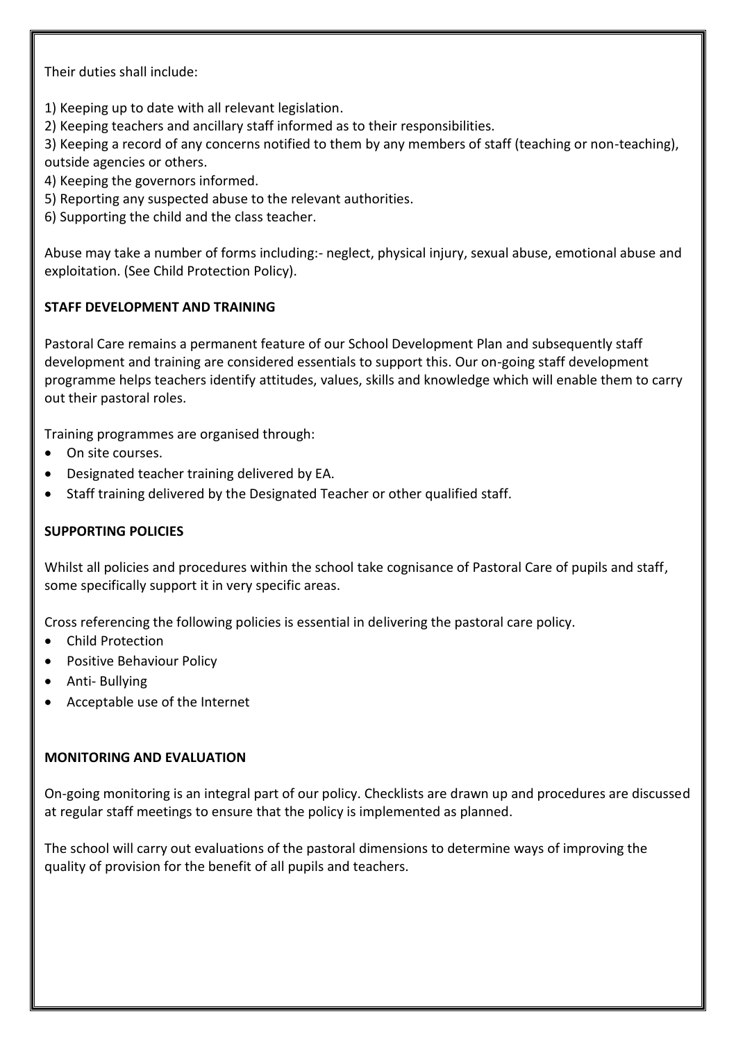Their duties shall include:

1) Keeping up to date with all relevant legislation.
2) Keeping teachers and ancillary staff informed as to their responsibilities.
3) Keeping a record of any concerns notified to them by any members of staff (teaching or non-teaching), outside agencies or others.
4) Keeping the governors informed.
5) Reporting any suspected abuse to the relevant authorities.
6) Supporting the child and the class teacher.

Abuse may take a number of forms including:- neglect, physical injury, sexual abuse, emotional abuse and exploitation. (See Child Protection Policy).

**STAFF DEVELOPMENT AND TRAINING**

Pastoral Care remains a permanent feature of our School Development Plan and subsequently staff development and training are considered essentials to support this. Our on-going staff development programme helps teachers identify attitudes, values, skills and knowledge which will enable them to carry out their pastoral roles.

Training programmes are organised through:

- On site courses.
- Designated teacher training delivered by EA.
- Staff training delivered by the Designated Teacher or other qualified staff.

**SUPPORTING POLICIES**

Whilst all policies and procedures within the school take cognisance of Pastoral Care of pupils and staff, some specifically support it in very specific areas.

Cross referencing the following policies is essential in delivering the pastoral care policy.

- Child Protection
- Positive Behaviour Policy
- Anti- Bullying
- Acceptable use of the Internet

**MONITORING AND EVALUATION**

On-going monitoring is an integral part of our policy. Checklists are drawn up and procedures are discussed at regular staff meetings to ensure that the policy is implemented as planned.

The school will carry out evaluations of the pastoral dimensions to determine ways of improving the quality of provision for the benefit of all pupils and teachers.